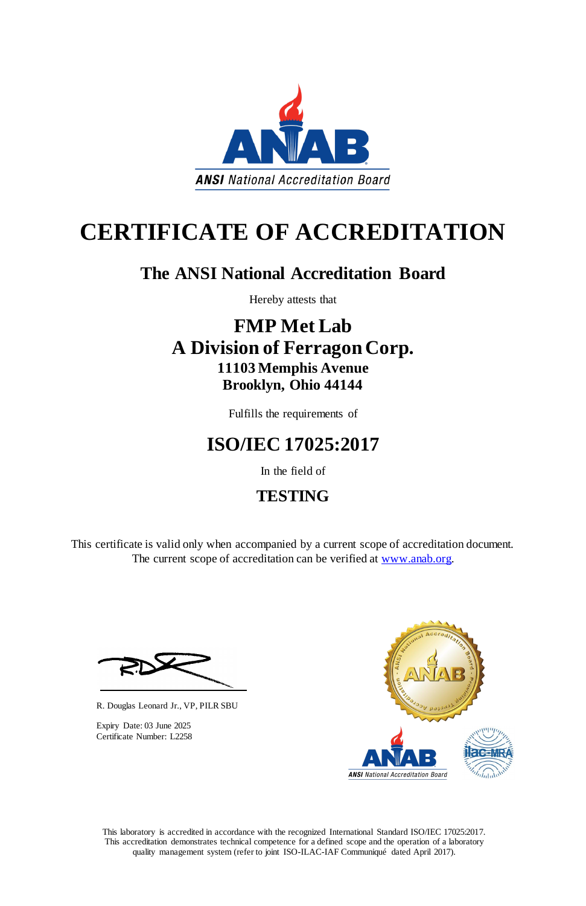ANSI National Accreditation Board

# CERTIFICATE OF ACCREDITATION

## The ANSI National Accreditation Board

Hereby attests that

**FMP Met Lab**
**A Division of Ferragon Corp.**
**11103 Memphis Avenue**
**Brooklyn, Ohio 44144**

Fulfills the requirements of

## ISO/IEC 17025:2017

In the field of

## TESTING

This certificate is valid only when accompanied by a current scope of accreditation document.
The current scope of accreditation can be verified at www.anab.org.

R. Douglas Leonard Jr., VP, PILR SBU

Expiry Date: 03 June 2025
Certificate Number: L2258

This laboratory is accredited in accordance with the recognized International Standard ISO/IEC 17025:2017. This accreditation demonstrates technical competence for a defined scope and the operation of a laboratory quality management system (refer to joint ISO-ILAC-IAF Communiqué dated April 2017).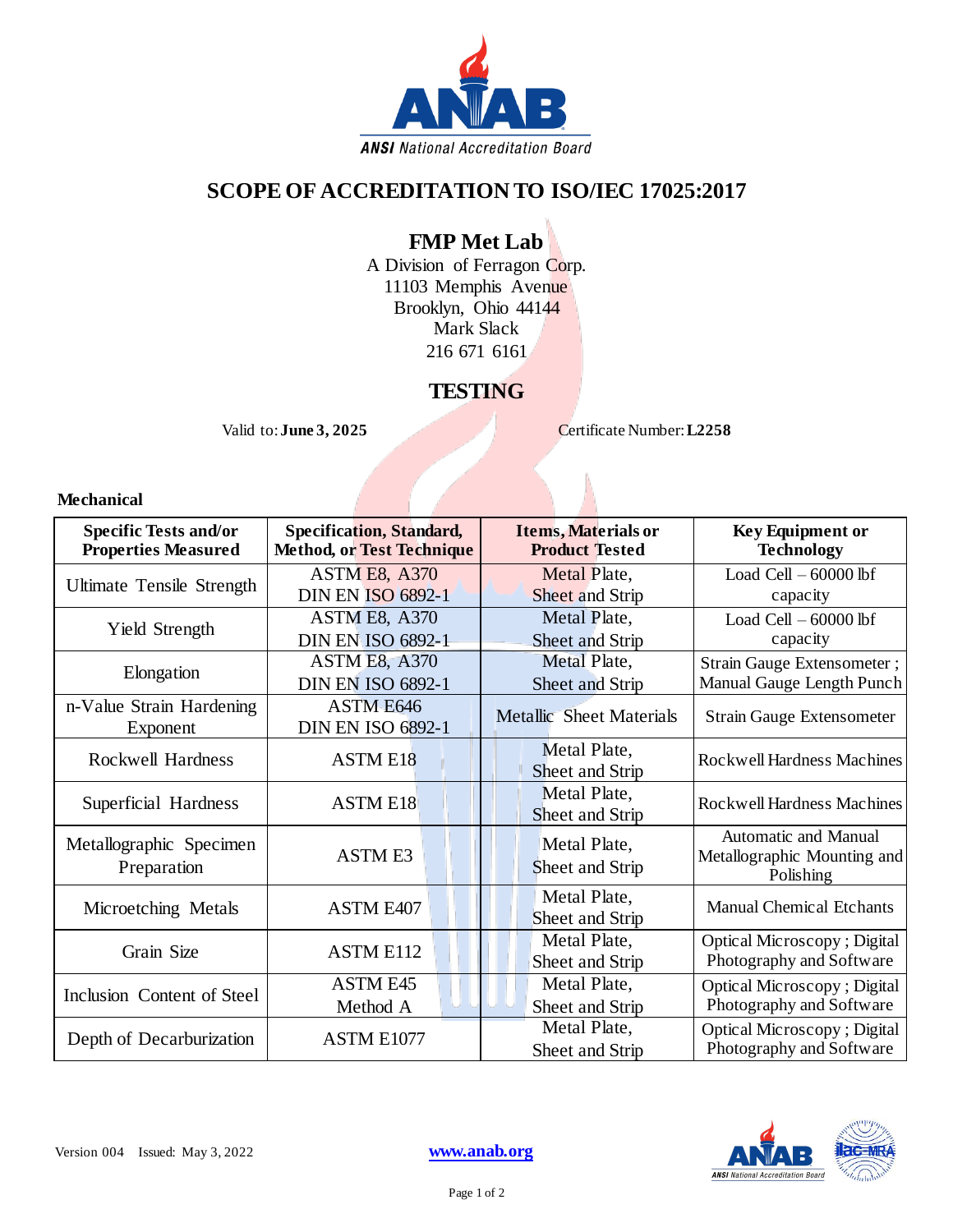# SCOPE OF ACCREDITATION TO ISO/IEC 17025:2017

## FMP Met Lab

A Division of Ferragon Corp.
11103 Memphis Avenue
Brooklyn, Ohio 44144
Mark Slack
216 671 6161

## TESTING

Valid to: **June 3, 2025** Certificate Number: **L2258**

**Mechanical**

| Specific Tests and/or Properties Measured | Specification, Standard, Method, or Test Technique | Items, Materials or Product Tested | Key Equipment or Technology |
|---|---|---|---|
| Ultimate Tensile Strength | ASTM E8, A370 DIN EN ISO 6892-1 | Metal Plate, Sheet and Strip | Load Cell – 60000 lbf capacity |
| Yield Strength | ASTM E8, A370 DIN EN ISO 6892-1 | Metal Plate, Sheet and Strip | Load Cell – 60000 lbf capacity |
| Elongation | ASTM E8, A370 DIN EN ISO 6892-1 | Metal Plate, Sheet and Strip | Strain Gauge Extensometer ; Manual Gauge Length Punch |
| n-Value Strain Hardening Exponent | ASTM E646 DIN EN ISO 6892-1 | Metallic Sheet Materials | Strain Gauge Extensometer |
| Rockwell Hardness | ASTM E18 | Metal Plate, Sheet and Strip | Rockwell Hardness Machines |
| Superficial Hardness | ASTM E18 | Metal Plate, Sheet and Strip | Rockwell Hardness Machines |
| Metallographic Specimen Preparation | ASTM E3 | Metal Plate, Sheet and Strip | Automatic and Manual Metallographic Mounting and Polishing |
| Microetching Metals | ASTM E407 | Metal Plate, Sheet and Strip | Manual Chemical Etchants |
| Grain Size | ASTM E112 | Metal Plate, Sheet and Strip | Optical Microscopy ; Digital Photography and Software |
| Inclusion Content of Steel | ASTM E45 Method A | Metal Plate, Sheet and Strip | Optical Microscopy ; Digital Photography and Software |
| Depth of Decarburization | ASTM E1077 | Metal Plate, Sheet and Strip | Optical Microscopy ; Digital Photography and Software |

Version 004 Issued: May 3, 2022 www.anab.org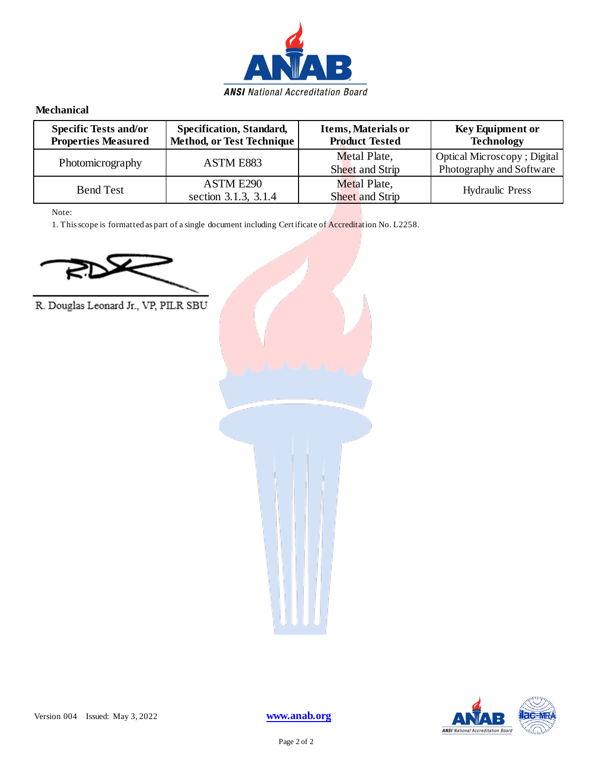## Mechanical

| Specific Tests and/or Properties Measured | Specification, Standard, Method, or Test Technique | Items, Materials or Product Tested | Key Equipment or Technology |
|---|---|---|---|
| Photomicrography | ASTM E883 | Metal Plate, Sheet and Strip | Optical Microscopy ; Digital Photography and Software |
| Bend Test | ASTM E290 section 3.1.3, 3.1.4 | Metal Plate, Sheet and Strip | Hydraulic Press |

Note:

1. This scope is formatted as part of a single document including Certificate of Accreditation No. L2258.

R. Douglas Leonard Jr., VP, PILR SBU

Version 004 Issued: May 3, 2022

www.anab.org